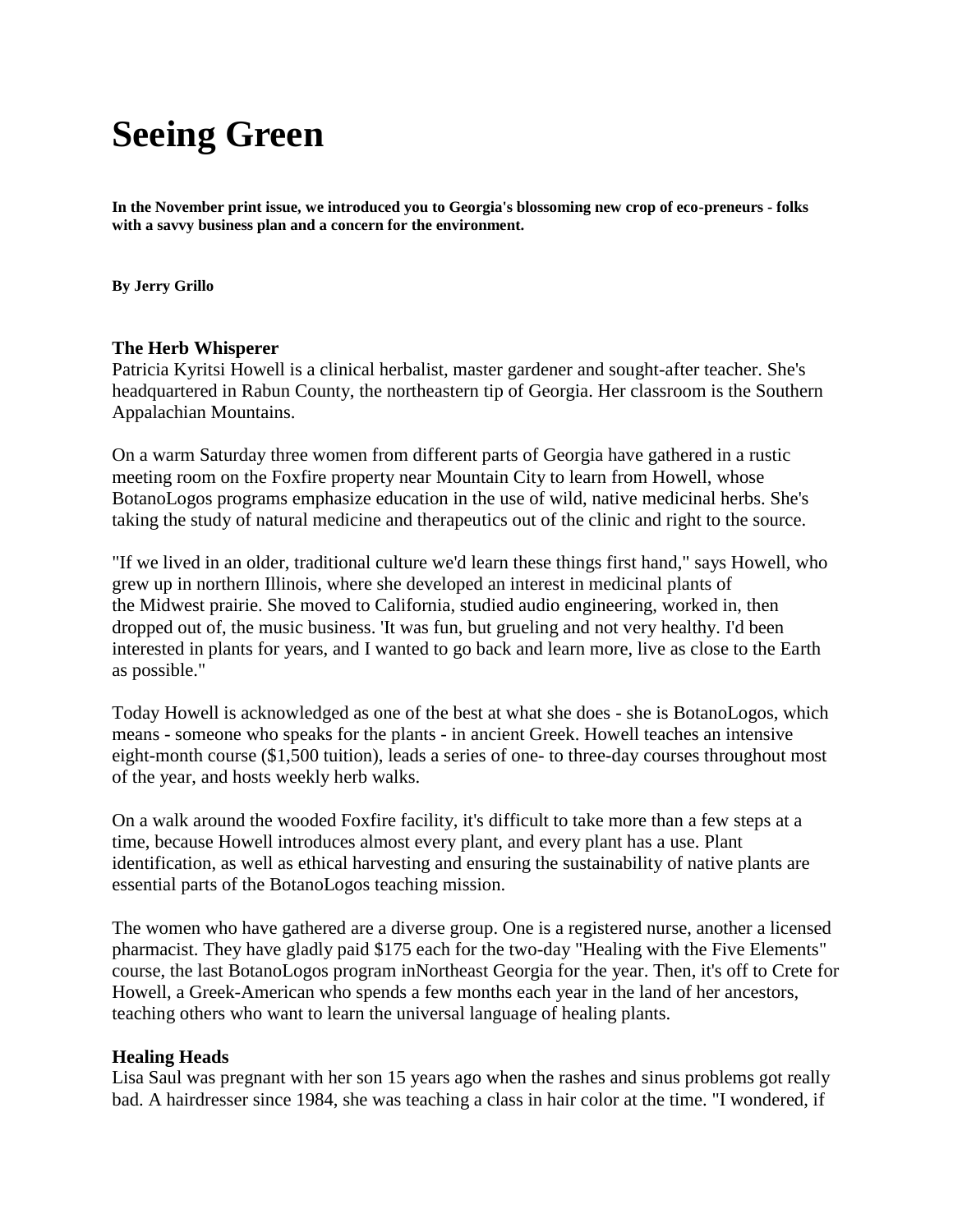# Seeing Green

**In the November print issue, we introduced you to Georgia's blossoming new crop of eco-preneurs - folks with a savvy business plan and a concern for the environment.**

**By Jerry Grillo**

### The Herb Whisperer

Patricia Kyritsi Howell is a clinical herbalist, master gardener and sought-after teacher. She's headquartered in Rabun County, the northeastern tip of Georgia. Her classroom is the Southern Appalachian Mountains.

On a warm Saturday three women from different parts of Georgia have gathered in a rustic meeting room on the Foxfire property near Mountain City to learn from Howell, whose BotanoLogos programs emphasize education in the use of wild, native medicinal herbs. She's taking the study of natural medicine and therapeutics out of the clinic and right to the source.

"If we lived in an older, traditional culture we'd learn these things first hand," says Howell, who grew up in northern Illinois, where she developed an interest in medicinal plants of the Midwest prairie. She moved to California, studied audio engineering, worked in, then dropped out of, the music business. 'It was fun, but grueling and not very healthy. I'd been interested in plants for years, and I wanted to go back and learn more, live as close to the Earth as possible."

Today Howell is acknowledged as one of the best at what she does - she is BotanoLogos, which means - someone who speaks for the plants - in ancient Greek. Howell teaches an intensive eight-month course ($1,500 tuition), leads a series of one- to three-day courses throughout most of the year, and hosts weekly herb walks.

On a walk around the wooded Foxfire facility, it's difficult to take more than a few steps at a time, because Howell introduces almost every plant, and every plant has a use. Plant identification, as well as ethical harvesting and ensuring the sustainability of native plants are essential parts of the BotanoLogos teaching mission.

The women who have gathered are a diverse group. One is a registered nurse, another a licensed pharmacist. They have gladly paid $175 each for the two-day "Healing with the Five Elements" course, the last BotanoLogos program inNortheast Georgia for the year. Then, it's off to Crete for Howell, a Greek-American who spends a few months each year in the land of her ancestors, teaching others who want to learn the universal language of healing plants.

### Healing Heads

Lisa Saul was pregnant with her son 15 years ago when the rashes and sinus problems got really bad. A hairdresser since 1984, she was teaching a class in hair color at the time. "I wondered, if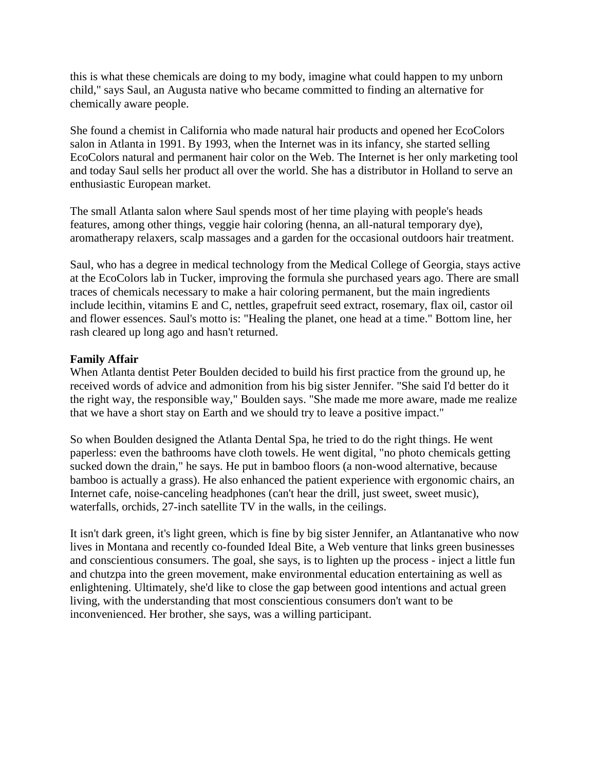this is what these chemicals are doing to my body, imagine what could happen to my unborn child," says Saul, an Augusta native who became committed to finding an alternative for chemically aware people.

She found a chemist in California who made natural hair products and opened her EcoColors salon in Atlanta in 1991. By 1993, when the Internet was in its infancy, she started selling EcoColors natural and permanent hair color on the Web. The Internet is her only marketing tool and today Saul sells her product all over the world. She has a distributor in Holland to serve an enthusiastic European market.

The small Atlanta salon where Saul spends most of her time playing with people's heads features, among other things, veggie hair coloring (henna, an all-natural temporary dye), aromatherapy relaxers, scalp massages and a garden for the occasional outdoors hair treatment.

Saul, who has a degree in medical technology from the Medical College of Georgia, stays active at the EcoColors lab in Tucker, improving the formula she purchased years ago. There are small traces of chemicals necessary to make a hair coloring permanent, but the main ingredients include lecithin, vitamins E and C, nettles, grapefruit seed extract, rosemary, flax oil, castor oil and flower essences. Saul's motto is: "Healing the planet, one head at a time." Bottom line, her rash cleared up long ago and hasn't returned.

**Family Affair**

When Atlanta dentist Peter Boulden decided to build his first practice from the ground up, he received words of advice and admonition from his big sister Jennifer. "She said I'd better do it the right way, the responsible way," Boulden says. "She made me more aware, made me realize that we have a short stay on Earth and we should try to leave a positive impact."

So when Boulden designed the Atlanta Dental Spa, he tried to do the right things. He went paperless: even the bathrooms have cloth towels. He went digital, "no photo chemicals getting sucked down the drain," he says. He put in bamboo floors (a non-wood alternative, because bamboo is actually a grass). He also enhanced the patient experience with ergonomic chairs, an Internet cafe, noise-canceling headphones (can't hear the drill, just sweet, sweet music), waterfalls, orchids, 27-inch satellite TV in the walls, in the ceilings.

It isn't dark green, it's light green, which is fine by big sister Jennifer, an Atlantanative who now lives in Montana and recently co-founded Ideal Bite, a Web venture that links green businesses and conscientious consumers. The goal, she says, is to lighten up the process - inject a little fun and chutzpa into the green movement, make environmental education entertaining as well as enlightening. Ultimately, she'd like to close the gap between good intentions and actual green living, with the understanding that most conscientious consumers don't want to be inconvenienced. Her brother, she says, was a willing participant.